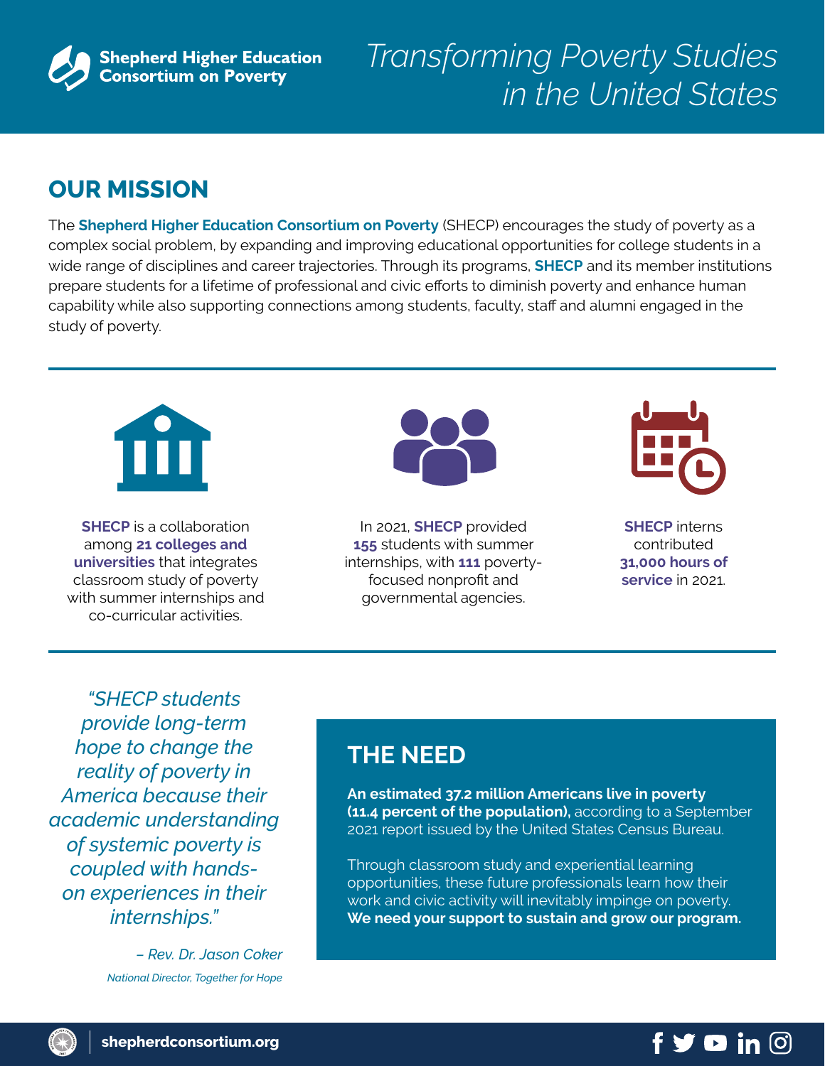**Shepherd Higher Education Consortium on Poverty**

# *Transforming Poverty Studies in the United States*

## OUR MISSION

The **Shepherd Higher Education Consortium on Poverty** (SHECP) encourages the study of poverty as a complex social problem, by expanding and improving educational opportunities for college students in a wide range of disciplines and career trajectories. Through its programs, **SHECP** and its member institutions prepare students for a lifetime of professional and civic efforts to diminish poverty and enhance human capability while also supporting connections among students, faculty, staff and alumni engaged in the study of poverty.

---

**SHECP** is a collaboration among **21 colleges and universities** that integrates classroom study of poverty with summer internships and co-curricular activities.

In 2021, **SHECP** provided **155** students with summer internships, with **111** poverty-focused nonprofit and governmental agencies.

**SHECP** interns contributed **31,000 hours of service** in 2021.

---

*"SHECP students provide long-term hope to change the reality of poverty in America because their academic understanding of systemic poverty is coupled with hands-on experiences in their internships."*

*– Rev. Dr. Jason Coker*

*National Director, Together for Hope*

## THE NEED

**An estimated 37.2 million Americans live in poverty (11.4 percent of the population),** according to a September 2021 report issued by the United States Census Bureau.

Through classroom study and experiential learning opportunities, these future professionals learn how their work and civic activity will inevitably impinge on poverty. **We need your support to sustain and grow our program.**

shepherdconsortium.org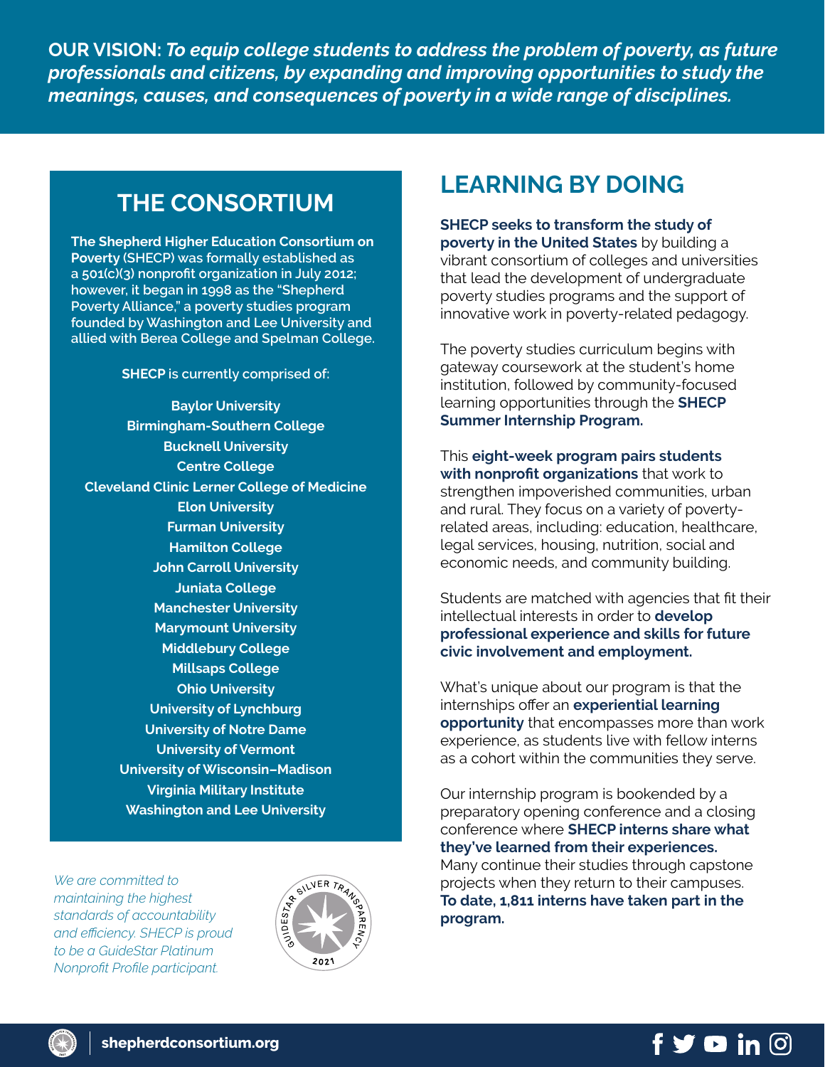**OUR VISION:** ***To equip college students to address the problem of poverty, as future professionals and citizens, by expanding and improving opportunities to study the meanings, causes, and consequences of poverty in a wide range of disciplines.***

## THE CONSORTIUM

**The Shepherd Higher Education Consortium on Poverty** (SHECP) was formally established as a 501(c)(3) nonprofit organization in July 2012; however, it began in 1998 as the "Shepherd Poverty Alliance," a poverty studies program founded by Washington and Lee University and allied with Berea College and Spelman College.

**SHECP** is currently comprised of:

**Baylor University**
**Birmingham-Southern College**
**Bucknell University**
**Centre College**
**Cleveland Clinic Lerner College of Medicine**
**Elon University**
**Furman University**
**Hamilton College**
**John Carroll University**
**Juniata College**
**Manchester University**
**Marymount University**
**Middlebury College**
**Millsaps College**
**Ohio University**
**University of Lynchburg**
**University of Notre Dame**
**University of Vermont**
**University of Wisconsin–Madison**
**Virginia Military Institute**
**Washington and Lee University**

*We are committed to maintaining the highest standards of accountability and efficiency. SHECP is proud to be a GuideStar Platinum Nonprofit Profile participant.*

GUIDESTAR SILVER TRANSPARENCY 2021

## LEARNING BY DOING

**SHECP seeks to transform the study of poverty in the United States** by building a vibrant consortium of colleges and universities that lead the development of undergraduate poverty studies programs and the support of innovative work in poverty-related pedagogy.

The poverty studies curriculum begins with gateway coursework at the student's home institution, followed by community-focused learning opportunities through the **SHECP Summer Internship Program.**

This **eight-week program pairs students with nonprofit organizations** that work to strengthen impoverished communities, urban and rural. They focus on a variety of poverty-related areas, including: education, healthcare, legal services, housing, nutrition, social and economic needs, and community building.

Students are matched with agencies that fit their intellectual interests in order to **develop professional experience and skills for future civic involvement and employment.**

What's unique about our program is that the internships offer an **experiential learning opportunity** that encompasses more than work experience, as students live with fellow interns as a cohort within the communities they serve.

Our internship program is bookended by a preparatory opening conference and a closing conference where **SHECP interns share what they've learned from their experiences.** Many continue their studies through capstone projects when they return to their campuses. **To date, 1,811 interns have taken part in the program.**

**shepherdconsortium.org**